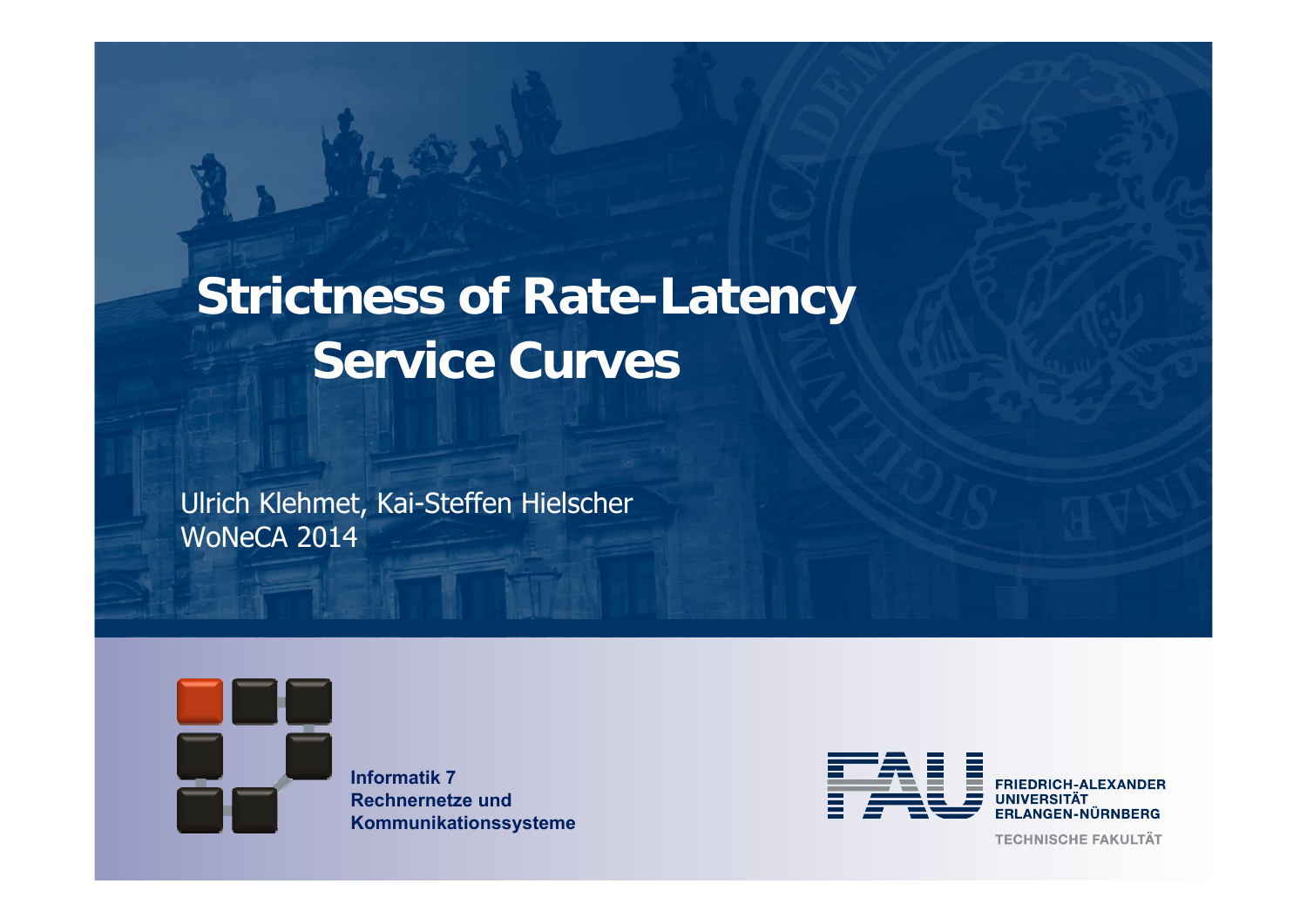# Strictness of Rate-Latency Service Curves

Ulrich Klehmet, Kai-Steffen Hielscher
WoNeCA 2014

**Informatik 7**
**Rechnernetze und Kommunikationssysteme**

**FRIEDRICH-ALEXANDER UNIVERSITÄT ERLANGEN-NÜRNBERG**

TECHNISCHE FAKULTÄT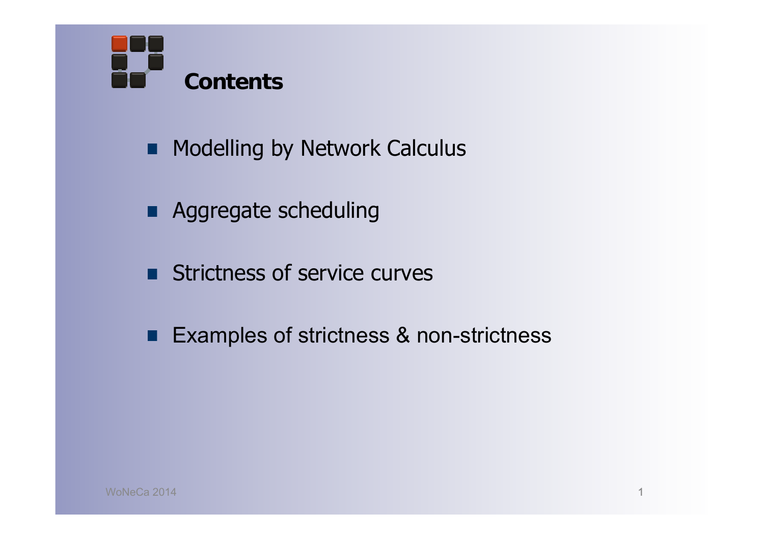# Contents

- Modelling by Network Calculus
- Aggregate scheduling
- Strictness of service curves
- Examples of strictness & non-strictness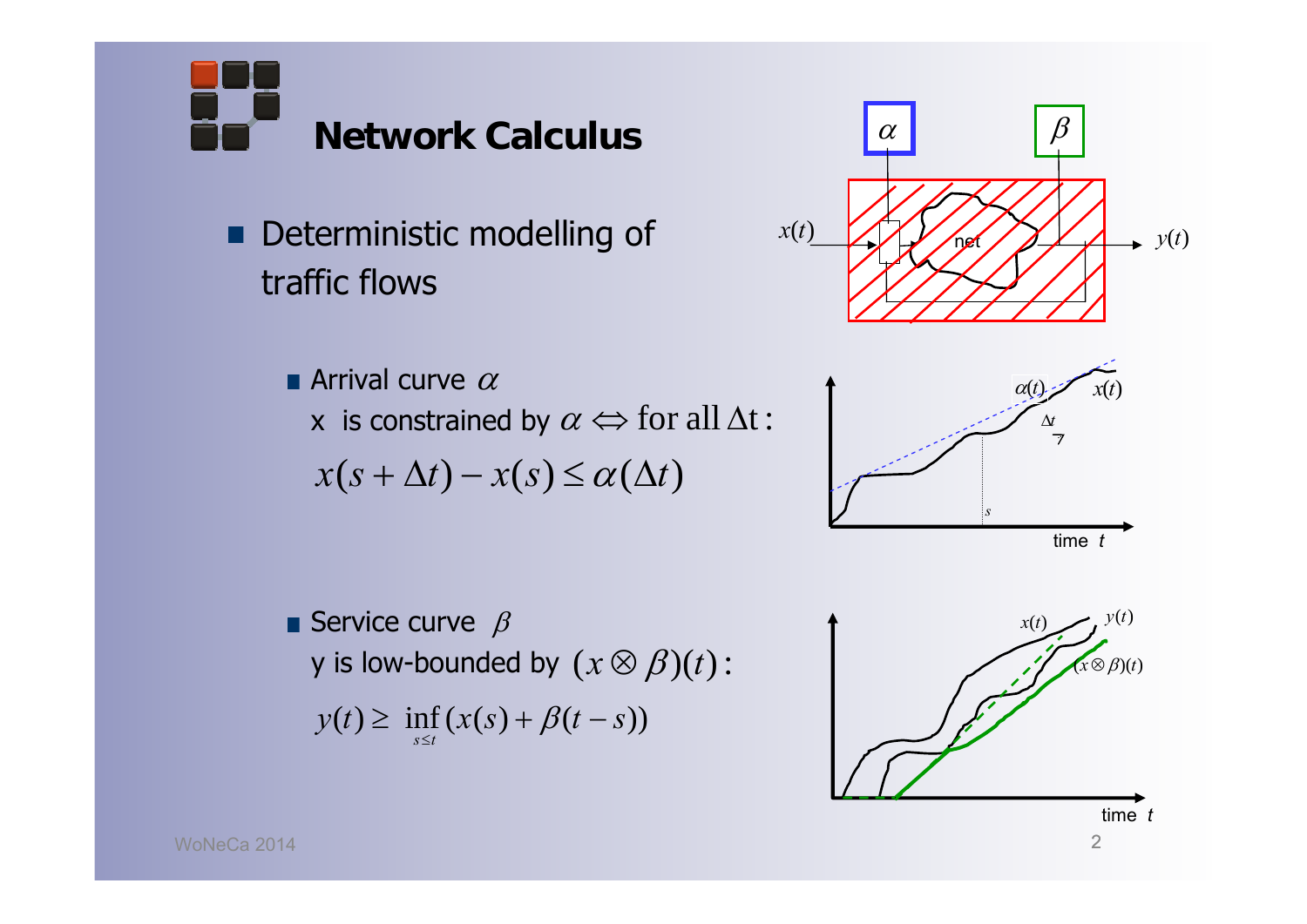# Network Calculus

- Deterministic modelling of traffic flows

  - Arrival curve $\alpha$
    x is constrained by $\alpha \Leftrightarrow$ for all $\Delta t$:
    $$x(s+\Delta t) - x(s) \le \alpha(\Delta t)$$

  - Service curve $\beta$
    y is low-bounded by $(x \otimes \beta)(t)$:
    $$y(t) \ge \inf_{s \le t}(x(s) + \beta(t-s))$$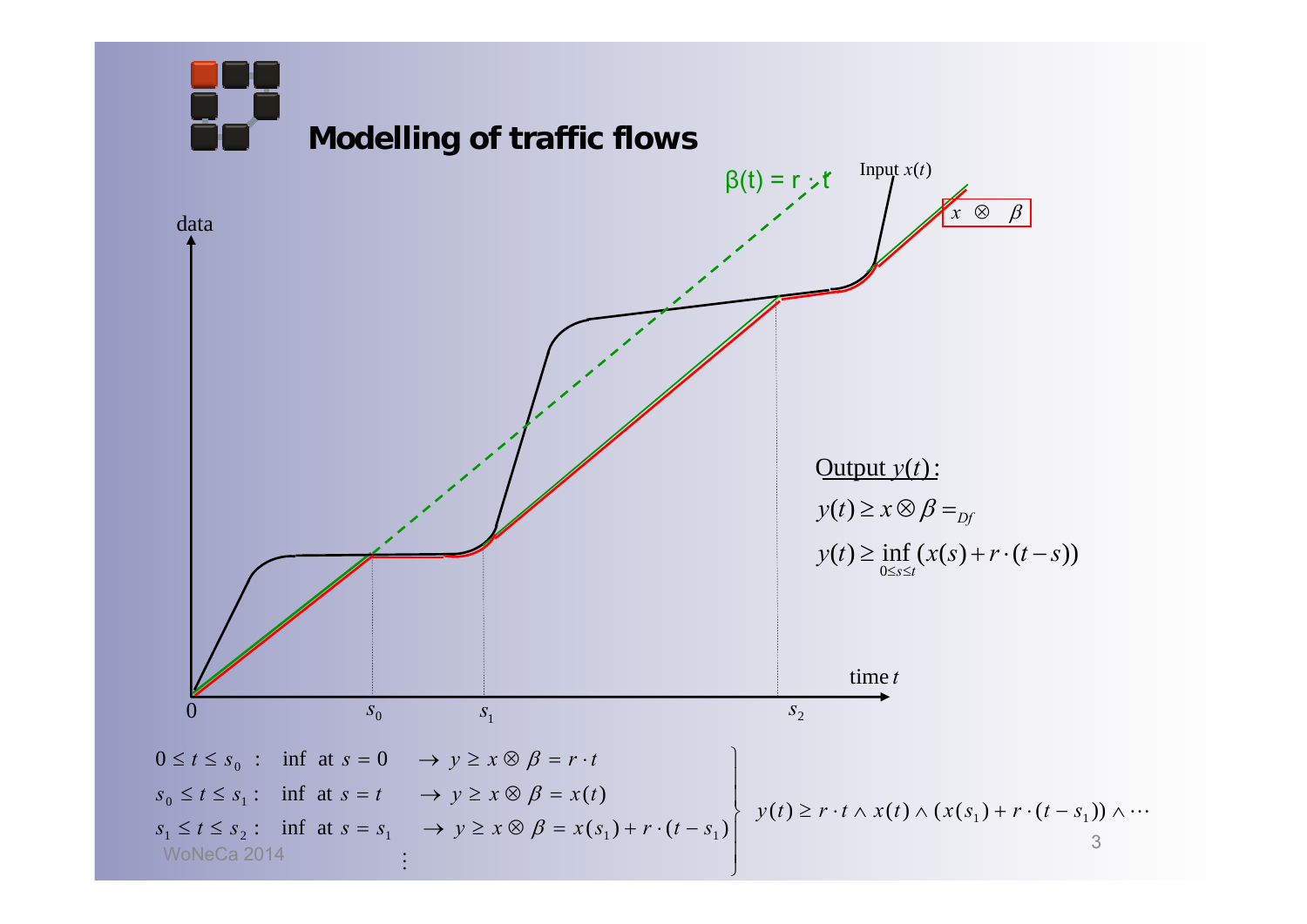# Modelling of traffic flows

data

$\beta(t) = r \cdot t$

Input $x(t)$

$x \otimes \beta$

Output $y(t)$:

$$y(t) \geq x \otimes \beta =_{Df}$$

$$y(t) \geq \inf_{0 \leq s \leq t} (x(s) + r \cdot (t - s))$$

time $t$

$0$ $s_0$ $s_1$ $s_2$

$0 \leq t \leq s_0$ : inf at $s = 0$ $\rightarrow y \geq x \otimes \beta = r \cdot t$

$s_0 \leq t \leq s_1$ : inf at $s = t$ $\rightarrow y \geq x \otimes \beta = x(t)$

$s_1 \leq t \leq s_2$ : inf at $s = s_1$ $\rightarrow y \geq x \otimes \beta = x(s_1) + r \cdot (t - s_1)$

$\vdots$

$$y(t) \geq r \cdot t \wedge x(t) \wedge (x(s_1) + r \cdot (t - s_1)) \wedge \cdots$$

WoNeCa 2014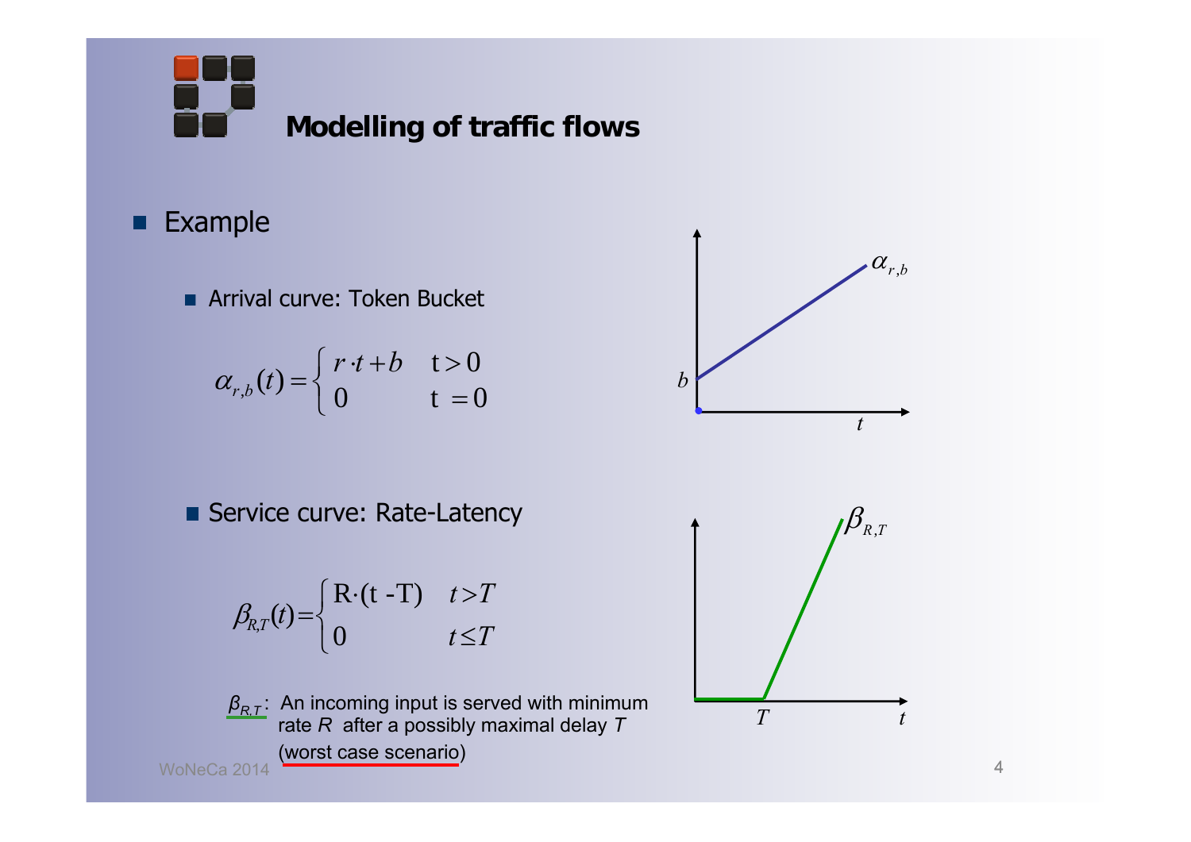# Modelling of traffic flows

- Example
  - Arrival curve: Token Bucket

$$\alpha_{r,b}(t) = \begin{cases} r \cdot t + b & t > 0 \\ 0 & t = 0 \end{cases}$$

  - Service curve: Rate-Latency

$$\beta_{R,T}(t) = \begin{cases} R \cdot (t - T) & t > T \\ 0 & t \leq T \end{cases}$$

$\beta_{R,T}$: An incoming input is served with minimum rate $R$ after a possibly maximal delay $T$ (worst case scenario)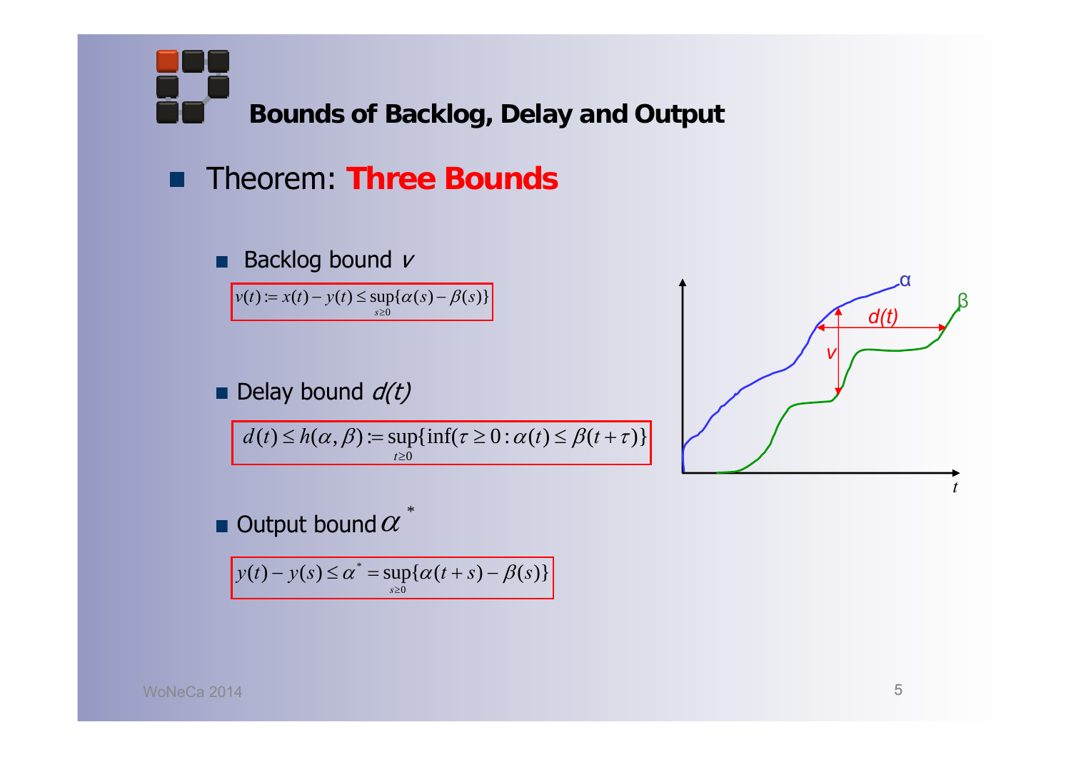# Bounds of Backlog, Delay and Output

- Theorem: **Three Bounds**

  - Backlog bound $v$

    $$v(t) := x(t) - y(t) \le \sup_{s \ge 0}\{\alpha(s) - \beta(s)\}$$

  - Delay bound $d(t)$

    $$d(t) \le h(\alpha, \beta) := \sup_{t \ge 0}\{\inf(\tau \ge 0 : \alpha(t) \le \beta(t+\tau))\}$$

  - Output bound $\alpha^*$

    $$y(t) - y(s) \le \alpha^* = \sup_{s \ge 0}\{\alpha(t+s) - \beta(s)\}$$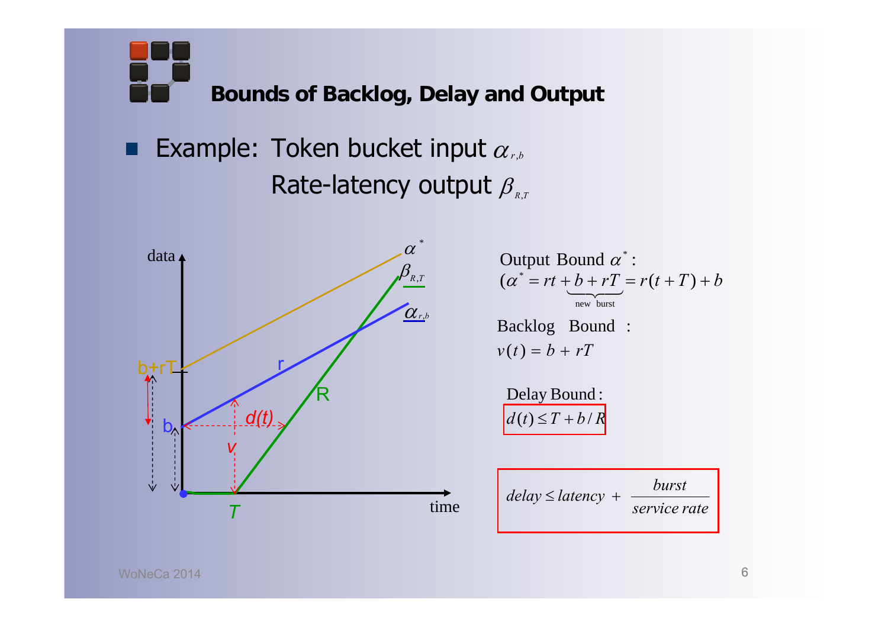## Bounds of Backlog, Delay and Output

- Example: Token bucket input $\alpha_{r,b}$
  Rate-latency output $\beta_{R,T}$

Output Bound $\alpha^*$:

$$(\alpha^* = rt + \underbrace{b + rT}_{\text{new burst}} = r(t+T) + b$$

Backlog Bound :

$$v(t) = b + rT$$

Delay Bound:

$$d(t) \le T + b / R$$

$$delay \le latency + \frac{burst}{service\ rate}$$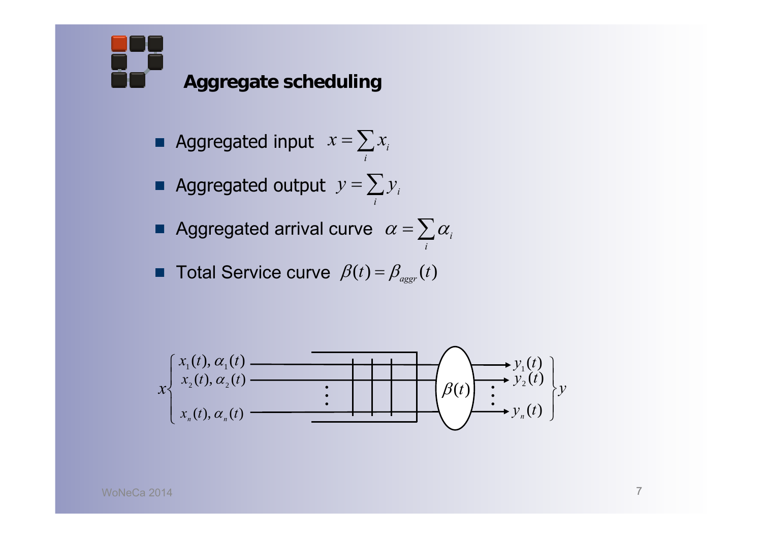# Aggregate scheduling

- Aggregated input $x = \sum_i x_i$
- Aggregated output $y = \sum_i y_i$
- Aggregated arrival curve $\alpha = \sum_i \alpha_i$
- Total Service curve $\beta(t) = \beta_{aggr}(t)$

$x \begin{cases} x_1(t), \alpha_1(t) \\ x_2(t), \alpha_2(t) \\ \vdots \\ x_n(t), \alpha_n(t) \end{cases}$ → $\beta(t)$ → $\begin{rcases} y_1(t) \\ y_2(t) \\ \vdots \\ y_n(t) \end{rcases} y$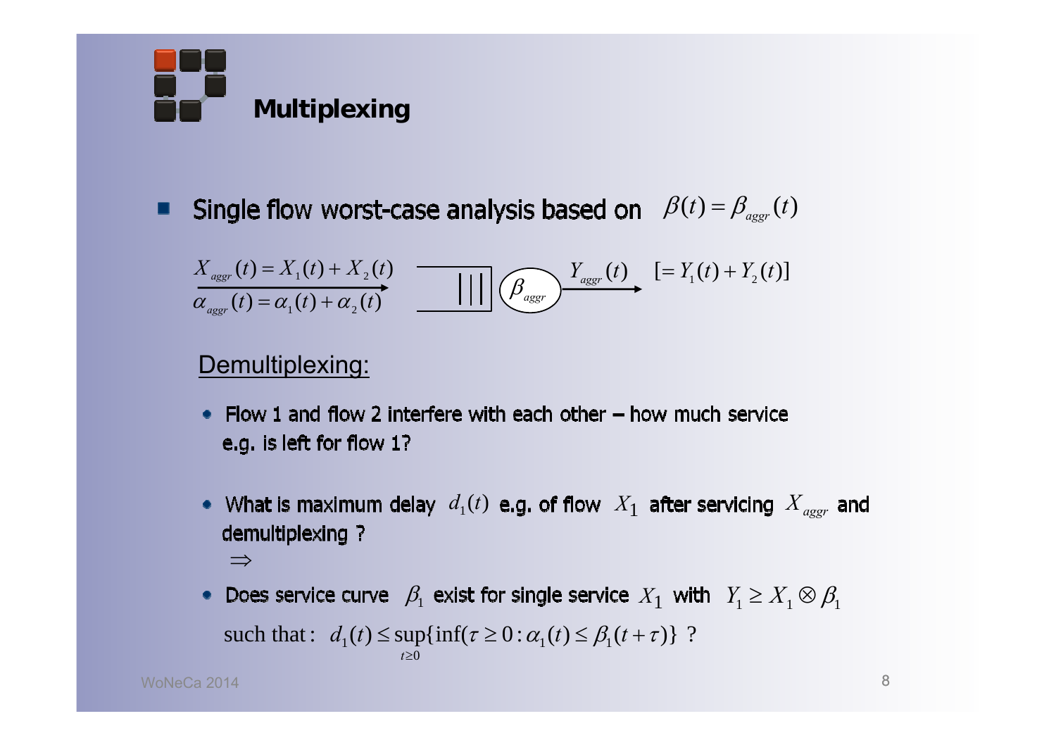# Multiplexing

- Single flow worst-case analysis based on $\beta(t) = \beta_{aggr}(t)$

$$X_{aggr}(t) = X_1(t) + X_2(t)$$
$$\alpha_{aggr}(t) = \alpha_1(t) + \alpha_2(t)$$
$$\beta_{aggr}$$
$$Y_{aggr}(t) \quad [= Y_1(t) + Y_2(t)]$$

<u>Demultiplexing:</u>

- Flow 1 and flow 2 interfere with each other – how much service e.g. is left for flow 1?
- What is maximum delay $d_1(t)$ e.g. of flow $X_1$ after servicing $X_{aggr}$ and demultiplexing ?
  $\Rightarrow$
- Does service curve $\beta_1$ exist for single service $X_1$ with $Y_1 \geq X_1 \otimes \beta_1$
  such that: $d_1(t) \leq \sup_{t \geq 0}\{\inf(\tau \geq 0 : \alpha_1(t) \leq \beta_1(t+\tau)\}$ ?

WoNeCa 2014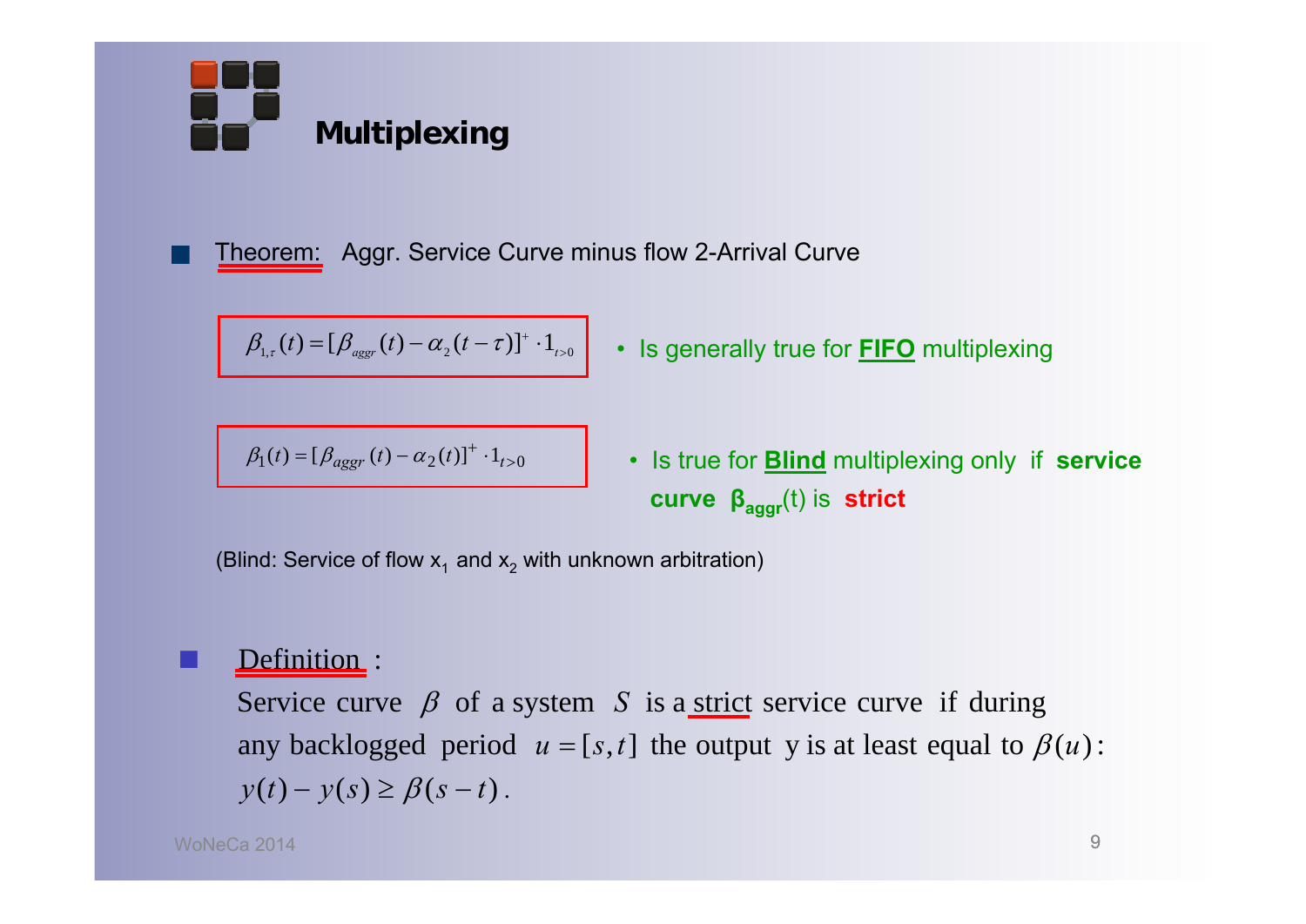# Multiplexing

- **Theorem:** Aggr. Service Curve minus flow 2-Arrival Curve

$$\beta_{1,\tau}(t) = [\beta_{aggr}(t) - \alpha_2(t-\tau)]^+ \cdot 1_{t>0}$$

- Is generally true for **FIFO** multiplexing

$$\beta_1(t) = [\beta_{aggr}(t) - \alpha_2(t)]^+ \cdot 1_{t>0}$$

- Is true for **Blind** multiplexing only if **service curve $\beta_{aggr}$**(t) is **strict**

(Blind: Service of flow $x_1$ and $x_2$ with unknown arbitration)

- **Definition** :

  Service curve $\beta$ of a system $S$ is a strict service curve if during any backlogged period $u = [s, t]$ the output y is at least equal to $\beta(u)$: $y(t) - y(s) \geq \beta(s - t)$.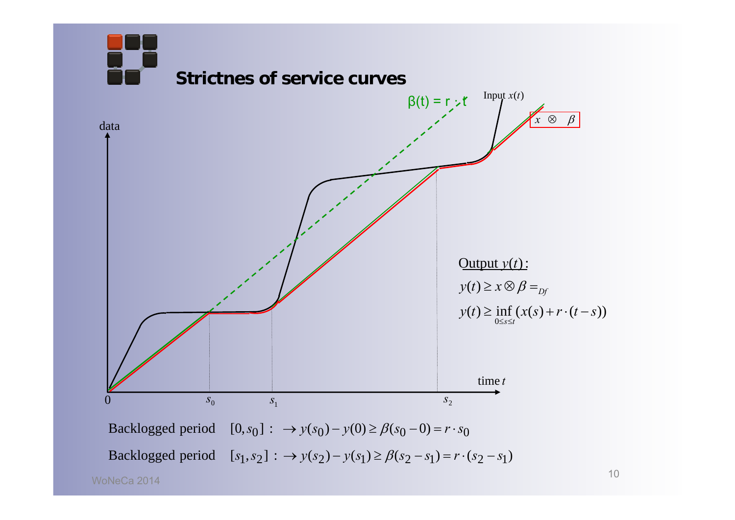# Strictnes of service curves

$\beta(t) = r \cdot t$

Input $x(t)$

$x \otimes \beta$

data

time $t$

$0$, $s_0$, $s_1$, $s_2$

Output $y(t)$:

$$y(t) \geq x \otimes \beta =_{Df}$$

$$y(t) \geq \inf_{0 \leq s \leq t} (x(s) + r \cdot (t - s))$$

Backlogged period $[0, s_0]$ : $\rightarrow y(s_0) - y(0) \geq \beta(s_0 - 0) = r \cdot s_0$

Backlogged period $[s_1, s_2]$ : $\rightarrow y(s_2) - y(s_1) \geq \beta(s_2 - s_1) = r \cdot (s_2 - s_1)$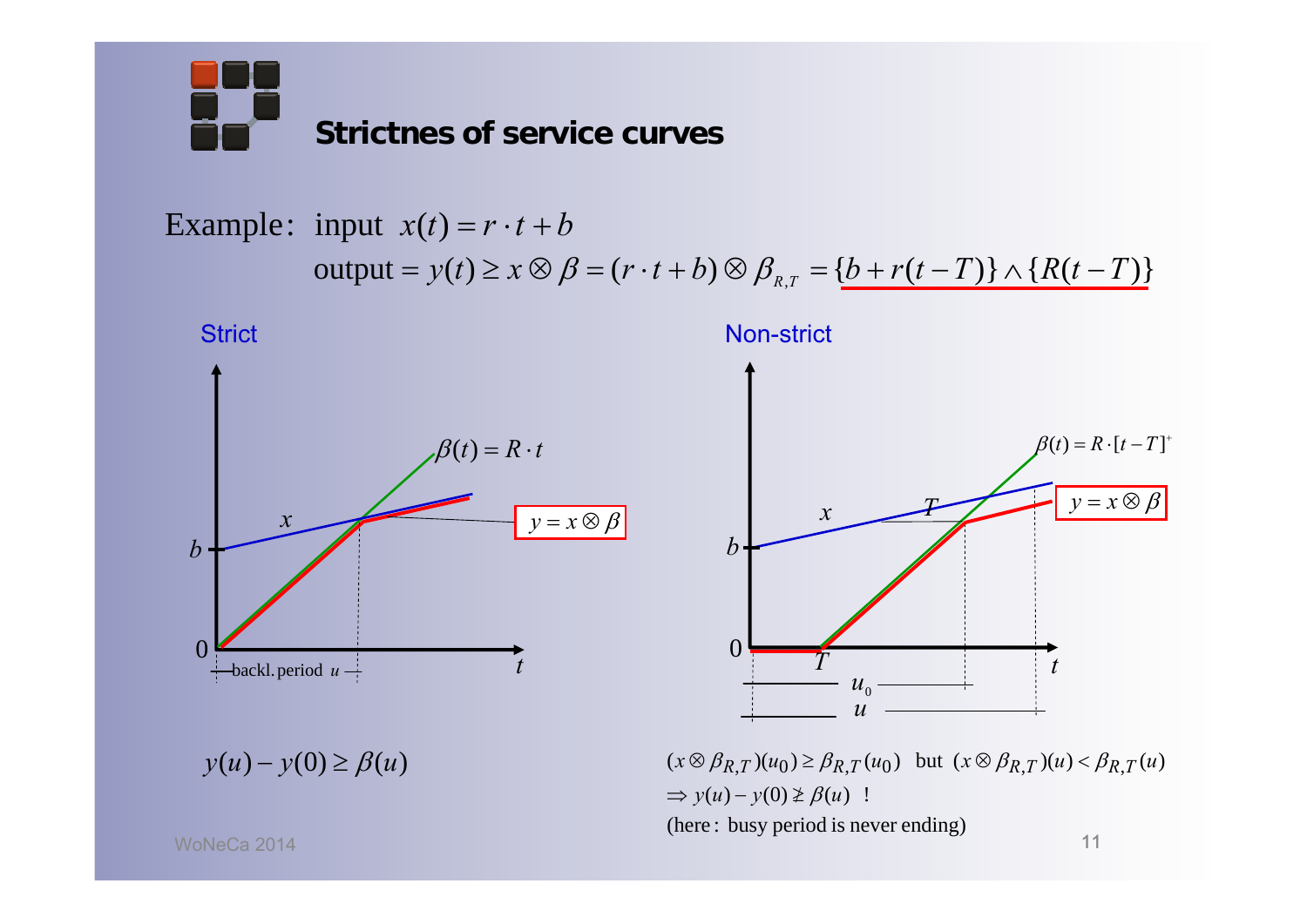# Strictnes of service curves

Example: input $x(t) = r \cdot t + b$

output $= y(t) \geq x \otimes \beta = (r \cdot t + b) \otimes \beta_{R,T} = \{b + r(t-T)\} \wedge \{R(t-T)\}$

**Strict**

$\beta(t) = R \cdot t$

$x$

$y = x \otimes \beta$

$b$

0

backl. period $u$

$t$

$$y(u) - y(0) \geq \beta(u)$$

**Non-strict**

$\beta(t) = R \cdot [t-T]^{+}$

$x$

$T$

$y = x \otimes \beta$

$b$

0

$T$

$t$

$u_0$

$u$

$(x \otimes \beta_{R,T})(u_0) \geq \beta_{R,T}(u_0)$ but $(x \otimes \beta_{R,T})(u) < \beta_{R,T}(u)$

$\Rightarrow y(u) - y(0) \not\geq \beta(u)$ !

(here: busy period is never ending)

WoNeCa 2014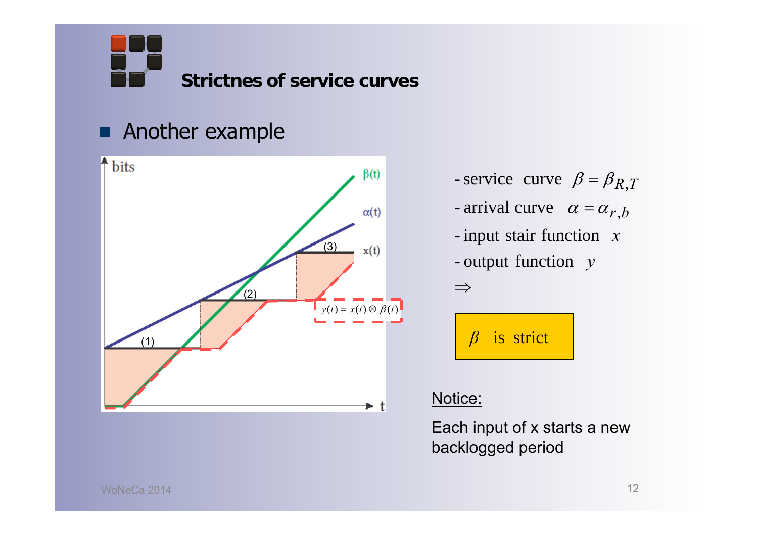## Strictnes of service curves

- Another example

- service curve $\beta = \beta_{R,T}$
- arrival curve $\alpha = \alpha_{r,b}$
- input stair function $x$
- output function $y$

$\Rightarrow$

$\beta$ is strict

Notice:

Each input of x starts a new backlogged period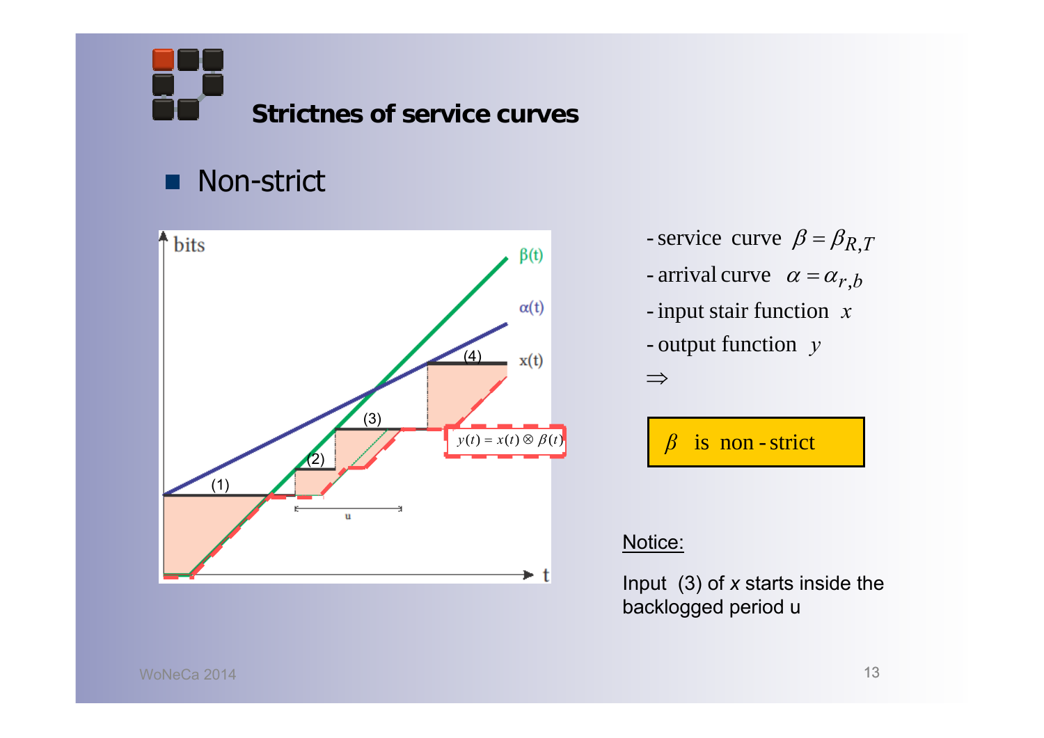# Strictnes of service curves

- Non-strict

- service curve $\beta = \beta_{R,T}$
- arrival curve $\alpha = \alpha_{r,b}$
- input stair function $x$
- output function $y$

$\Rightarrow$

$\beta$ is non-strict

Notice:

Input (3) of *x* starts inside the backlogged period u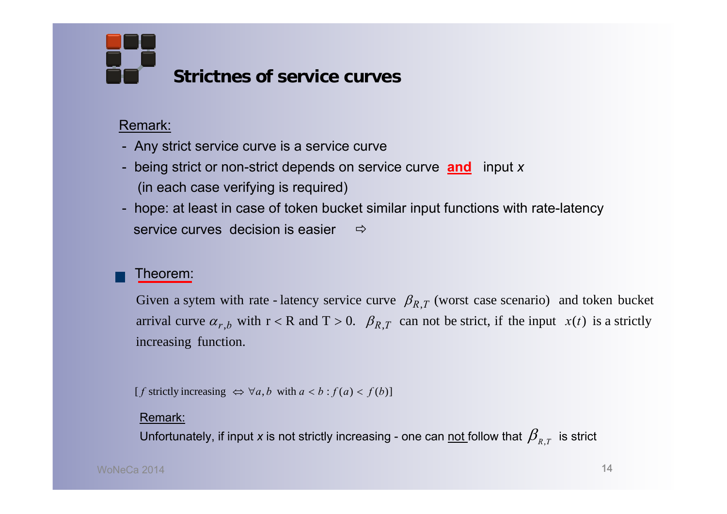# Strictnes of service curves

Remark:

- Any strict service curve is a service curve
- being strict or non-strict depends on service curve **and** input *x* (in each case verifying is required)
- hope: at least in case of token bucket similar input functions with rate-latency service curves decision is easier ⇨

## Theorem:

Given a sytem with rate - latency service curve $\beta_{R,T}$ (worst case scenario) and token bucket arrival curve $\alpha_{r,b}$ with r < R and T > 0. $\beta_{R,T}$ can not be strict, if the input $x(t)$ is a strictly increasing function.

[$f$ strictly increasing $\Leftrightarrow \forall a, b$ with $a < b : f(a) < f(b)$]

Remark:

Unfortunately, if input *x* is not strictly increasing - one can not follow that $\beta_{R,T}$ is strict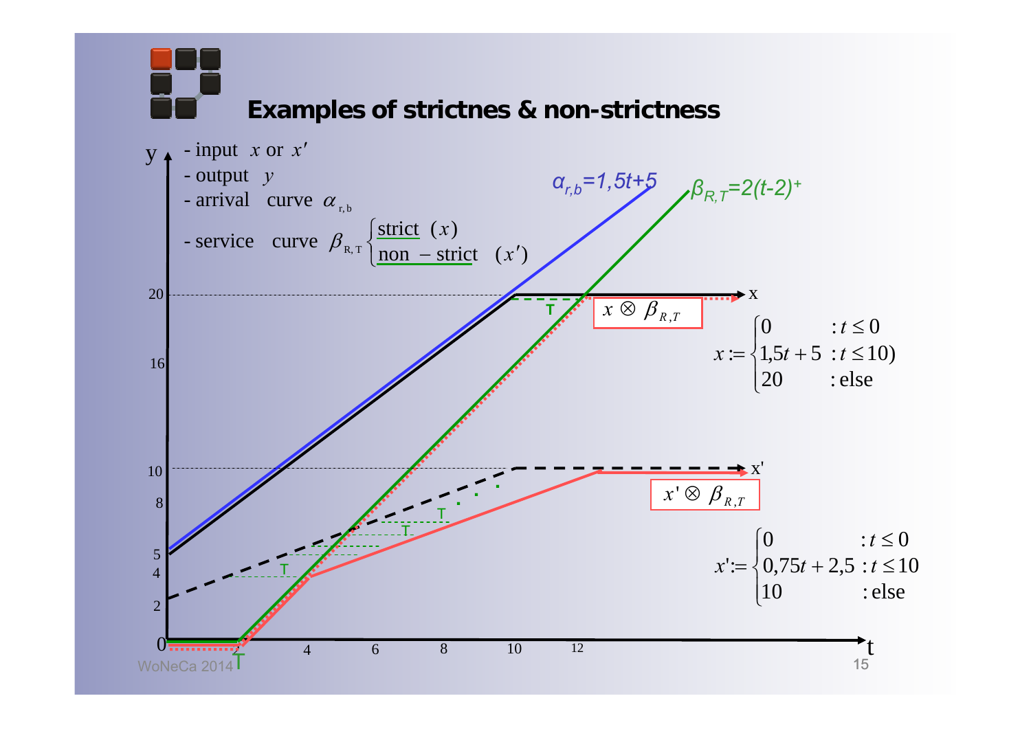# Examples of strictnes & non-strictness

- input $x$ or $x'$
- output $y$
- arrival curve $\alpha_{r,b}$
- service curve $\beta_{R,T}$ $\begin{cases} \text{strict } (x) \\ \text{non-strict } (x') \end{cases}$

$\alpha_{r,b}=1,5t+5$

$\beta_{R,T}=2(t-2)^{+}$

$x \otimes \beta_{R,T}$

$$x := \begin{cases} 0 & : t \leq 0 \\ 1{,}5t + 5 & : t \leq 10) \\ 20 & : \text{else} \end{cases}$$

$x' \otimes \beta_{R,T}$

$$x' := \begin{cases} 0 & : t \leq 0 \\ 0{,}75t + 2{,}5 & : t \leq 10 \\ 10 & : \text{else} \end{cases}$$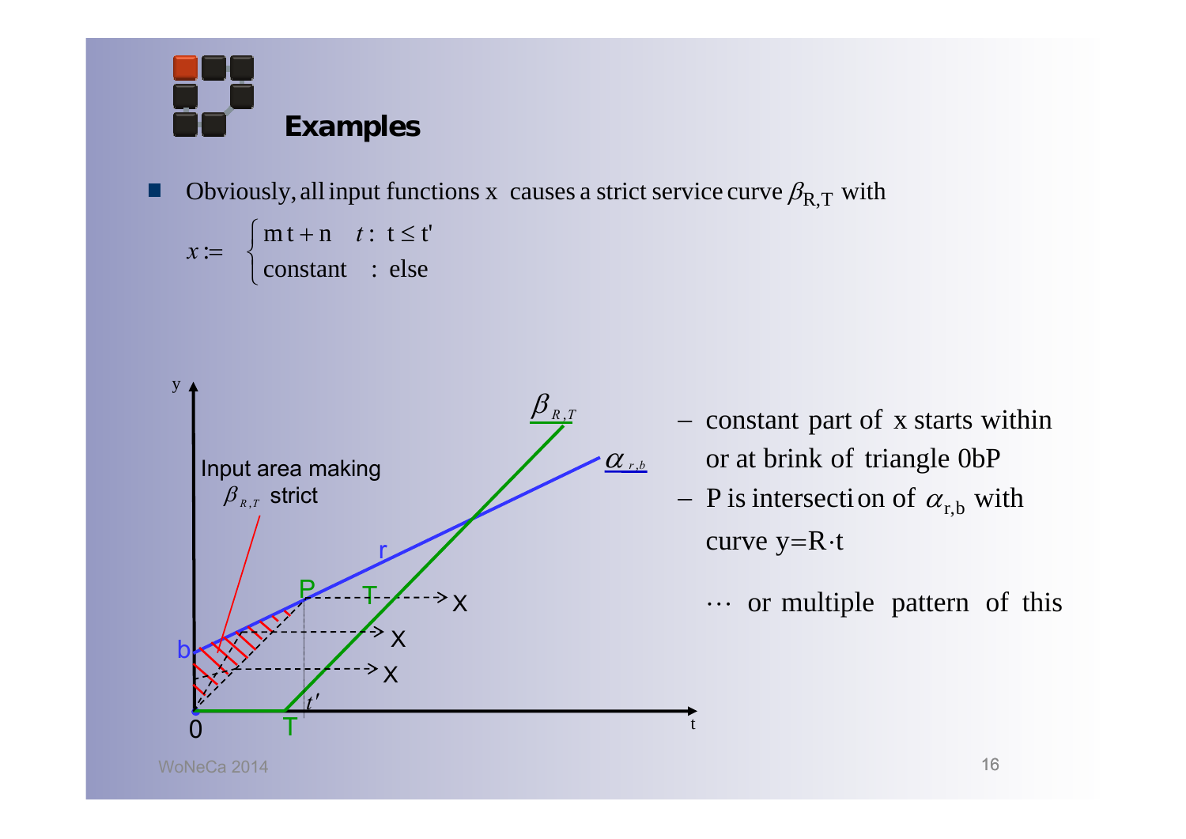# Examples

- Obviously, all input functions x causes a strict service curve $\beta_{R,T}$ with

$$x := \begin{cases} m\,t + n & t:\ t \le t' \\ \text{constant} & :\ \text{else} \end{cases}$$

  - constant part of x starts within or at brink of triangle 0bP
  - P is intersection of $\alpha_{r,b}$ with curve $y = R \cdot t$

  $\cdots$ or multiple pattern of this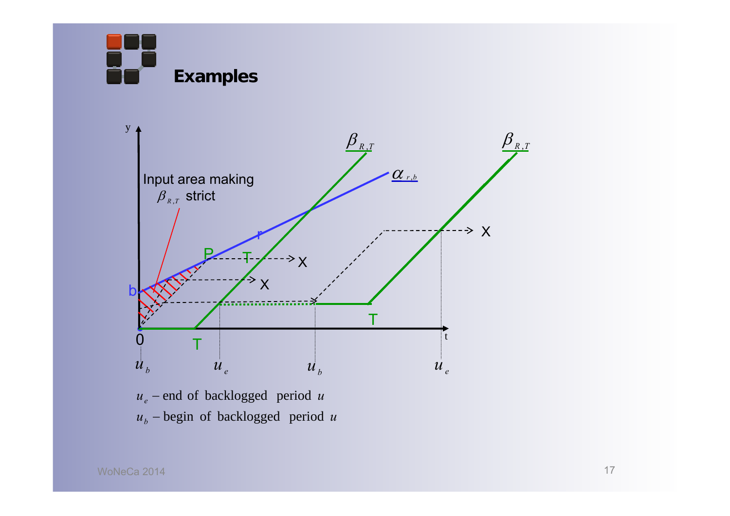# Examples

y

Input area making $\beta_{R,T}$ strict

$\beta_{R,T}$

$\beta_{R,T}$

$\alpha_{r,b}$

r

P

T

X

X

X

b

0

T

T

t

$u_b$ $u_e$ $u_b$ $u_e$

$u_e$ – end of backlogged period $u$

$u_b$ – begin of backlogged period $u$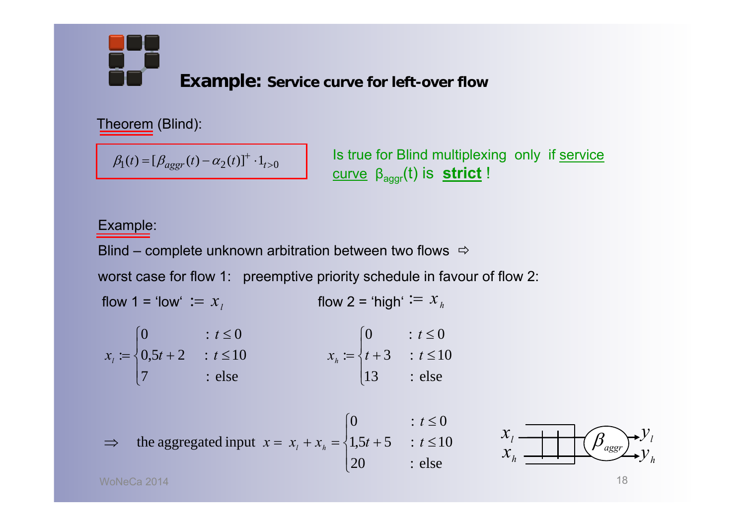# **Example:** Service curve for left-over flow

Theorem (Blind):

$$\beta_1(t) = [\beta_{aggr}(t) - \alpha_2(t)]^+ \cdot 1_{t>0}$$

Is true for Blind multiplexing only if service curve $\beta_{aggr}(t)$ is **strict** !

Example:

Blind – complete unknown arbitration between two flows ⇨

worst case for flow 1: preemptive priority schedule in favour of flow 2:

flow 1 = 'low' $:= x_l$ flow 2 = 'high' $:= x_h$

$$x_l := \begin{cases} 0 & : t \le 0 \\ 0{,}5t + 2 & : t \le 10 \\ 7 & : \text{else} \end{cases} \qquad x_h := \begin{cases} 0 & : t \le 0 \\ t + 3 & : t \le 10 \\ 13 & : \text{else} \end{cases}$$

$$\Rightarrow \quad \text{the aggregated input } x = x_l + x_h = \begin{cases} 0 & : t \le 0 \\ 1{,}5t + 5 & : t \le 10 \\ 20 & : \text{else} \end{cases}$$

$x_l$, $x_h$ → $\beta_{aggr}$ → $y_l$, $y_h$

WoNeCa 2014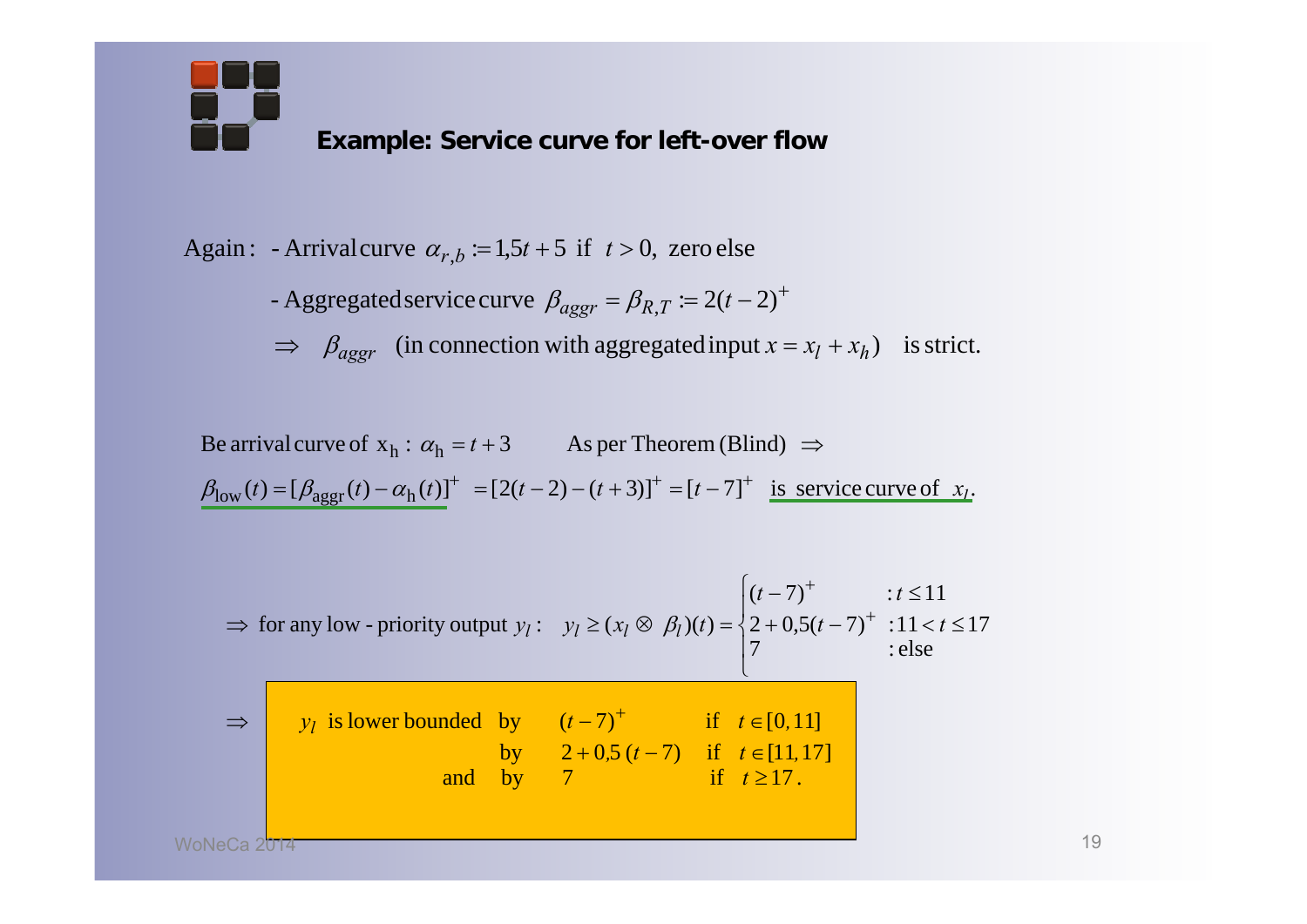## Example: Service curve for left-over flow

Again: - Arrival curve $\alpha_{r,b} := 1{,}5t + 5$ if $t > 0$, zero else

- Aggregated service curve $\beta_{aggr} = \beta_{R,T} := 2(t-2)^+$

$\Rightarrow$ $\beta_{aggr}$ (in connection with aggregated input $x = x_l + x_h$) is strict.

Be arrival curve of $\mathrm{x_h}$ : $\alpha_\mathrm{h} = t + 3$ As per Theorem (Blind) $\Rightarrow$

$\beta_{\mathrm{low}}(t) = [\beta_{\mathrm{aggr}}(t) - \alpha_\mathrm{h}(t)]^+ = [2(t-2) - (t+3)]^+ = [t-7]^+$ is service curve of $x_l$.

$\Rightarrow$ for any low - priority output $y_l$ : $y_l \geq (x_l \otimes \beta_l)(t) = \begin{cases} (t-7)^+ & : t \leq 11 \\ 2 + 0{,}5(t-7)^+ & : 11 < t \leq 17 \\ 7 & : \text{else} \end{cases}$

$\Rightarrow$ $y_l$ is lower bounded by $(t-7)^+$ if $t \in [0, 11]$
by $2 + 0{,}5\,(t-7)$ if $t \in [11, 17]$
and by $7$ if $t \geq 17$.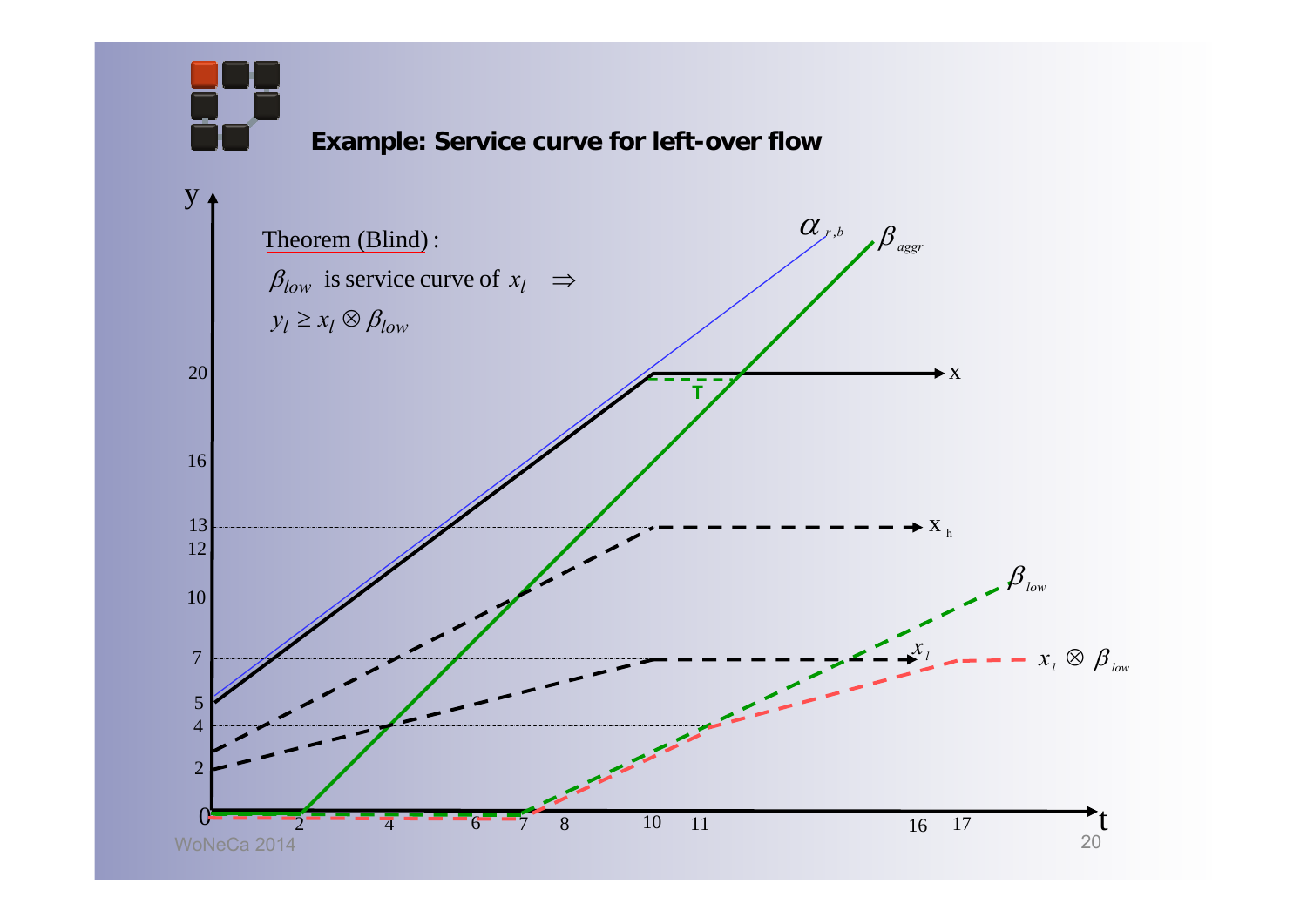## Example: Service curve for left-over flow

Theorem (Blind):

$\beta_{low}$ is service curve of $x_l$ $\Rightarrow$

$y_l \geq x_l \otimes \beta_{low}$

$\alpha_{r,b}$ $\beta_{aggr}$

20 — x

T

16

13 — $x_h$

12

10 — $\beta_{low}$

7 — $x_l$ — $x_l \otimes \beta_{low}$

5

4

2

0

y

t

0, 2, 4, 6, 7, 8, 10, 11, 16, 17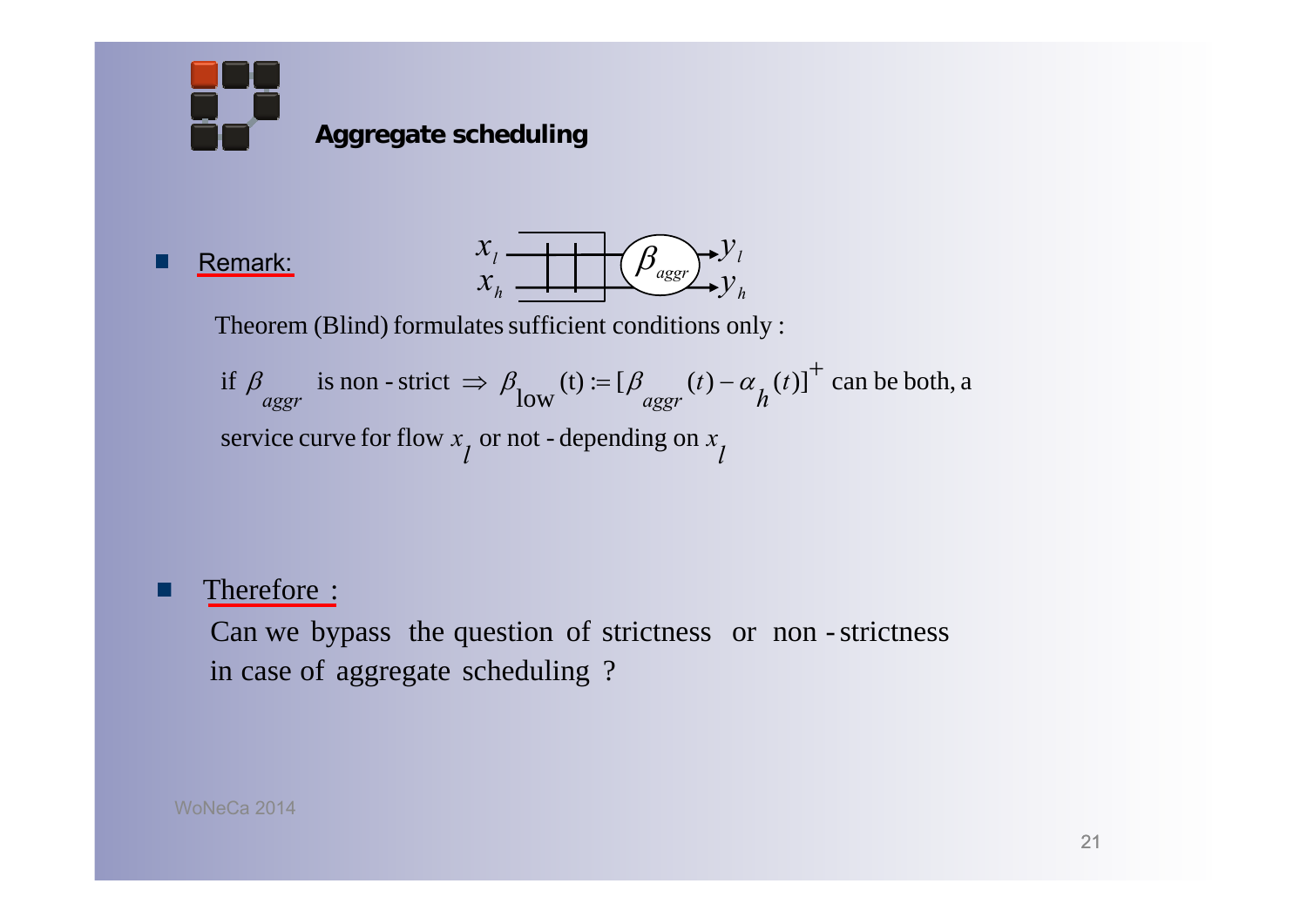## Aggregate scheduling

- Remark:

$x_l \rightarrow \beta_{aggr} \rightarrow y_l$, $x_h \rightarrow \beta_{aggr} \rightarrow y_h$

Theorem (Blind) formulates sufficient conditions only :

if $\beta_{aggr}$ is non - strict $\Rightarrow$ $\beta_{\text{low}}(\text{t}) := [\beta_{aggr}(t) - \alpha_h(t)]^+$ can be both, a service curve for flow $x_l$ or not - depending on $x_l$

- Therefore :

Can we bypass the question of strictness or non - strictness in case of aggregate scheduling ?

WoNeCa 2014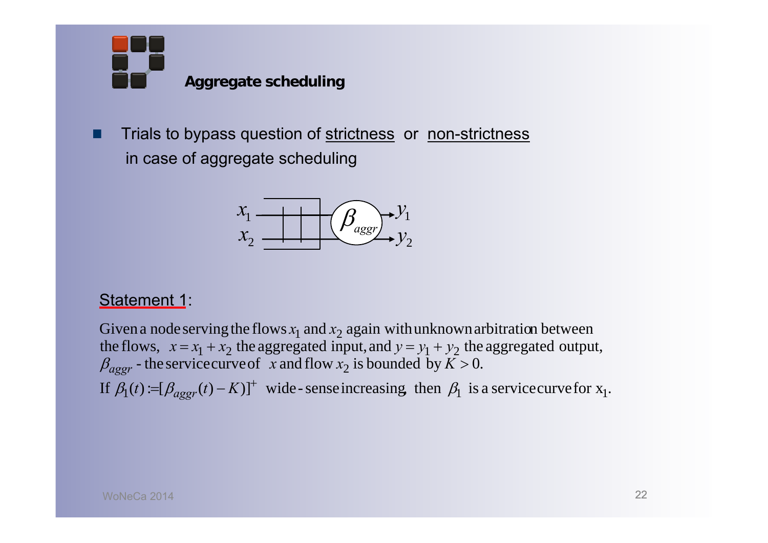## Aggregate scheduling

- Trials to bypass question of strictness or non-strictness in case of aggregate scheduling

Statement 1:

Given a node serving the flows $x_1$ and $x_2$ again with unknown arbitration between the flows, $x = x_1 + x_2$ the aggregated input, and $y = y_1 + y_2$ the aggregated output, $\beta_{aggr}$ - the service curve of $x$ and flow $x_2$ is bounded by $K > 0$.

If $\beta_1(t) := [\beta_{aggr}(t) - K)]^+$ wide-sense increasing, then $\beta_1$ is a service curve for $x_1$.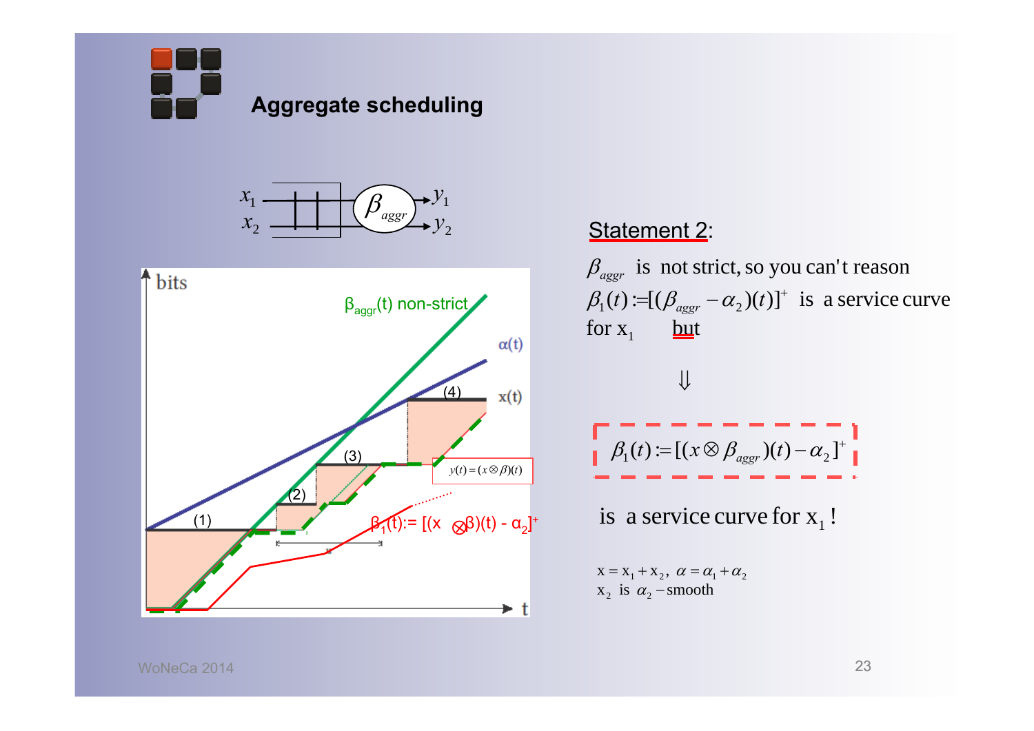# Aggregate scheduling

Statement 2:

$\beta_{aggr}$ is not strict, so you can't reason

$\beta_1(t) := [(\beta_{aggr} - \alpha_2)(t)]^+$ is a service curve for $x_1$ but

$$\Downarrow$$

$$\beta_1(t) := [(x \otimes \beta_{aggr})(t) - \alpha_2]^+$$

is a service curve for $x_1$ !

$x = x_1 + x_2, \ \alpha = \alpha_1 + \alpha_2$

$x_2$ is $\alpha_2$ – smooth

WoNeCa 2014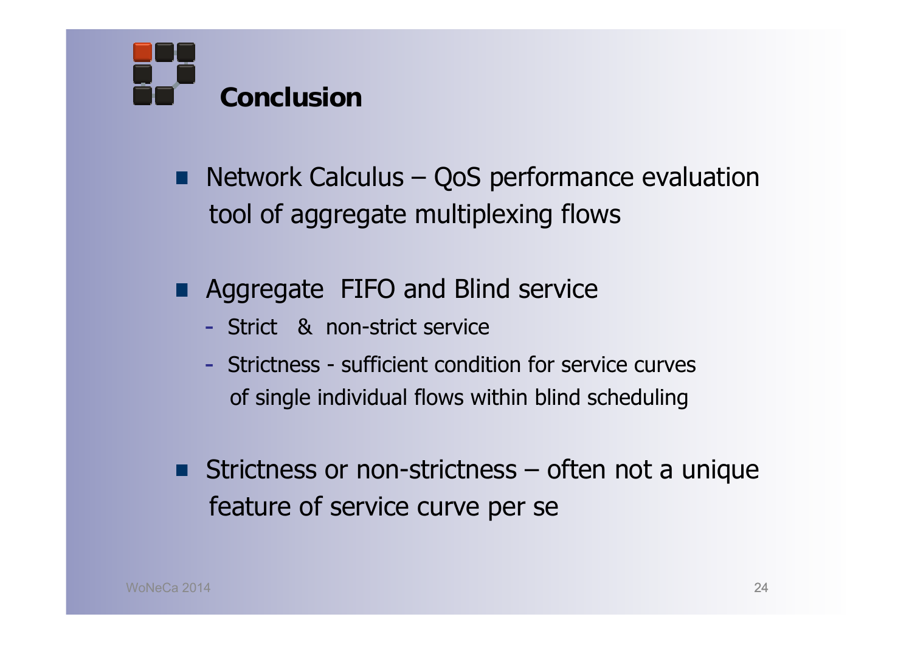# Conclusion

- Network Calculus – QoS performance evaluation tool of aggregate multiplexing flows

- Aggregate FIFO and Blind service
  - Strict & non-strict service
  - Strictness - sufficient condition for service curves of single individual flows within blind scheduling

- Strictness or non-strictness – often not a unique feature of service curve per se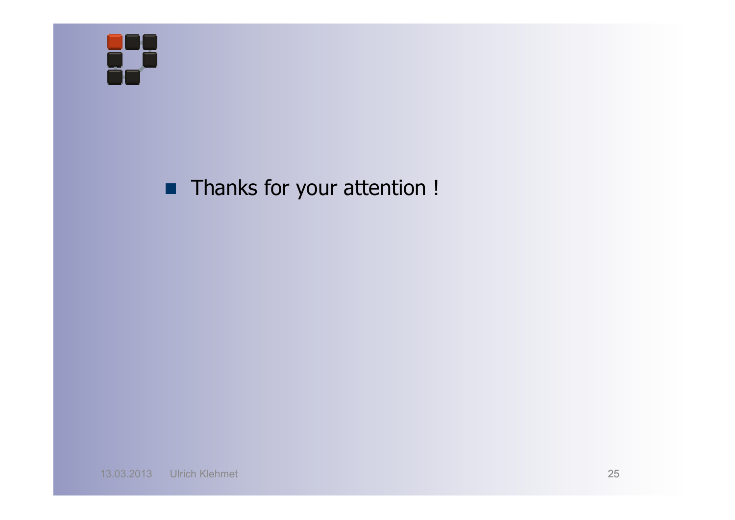- Thanks for your attention !